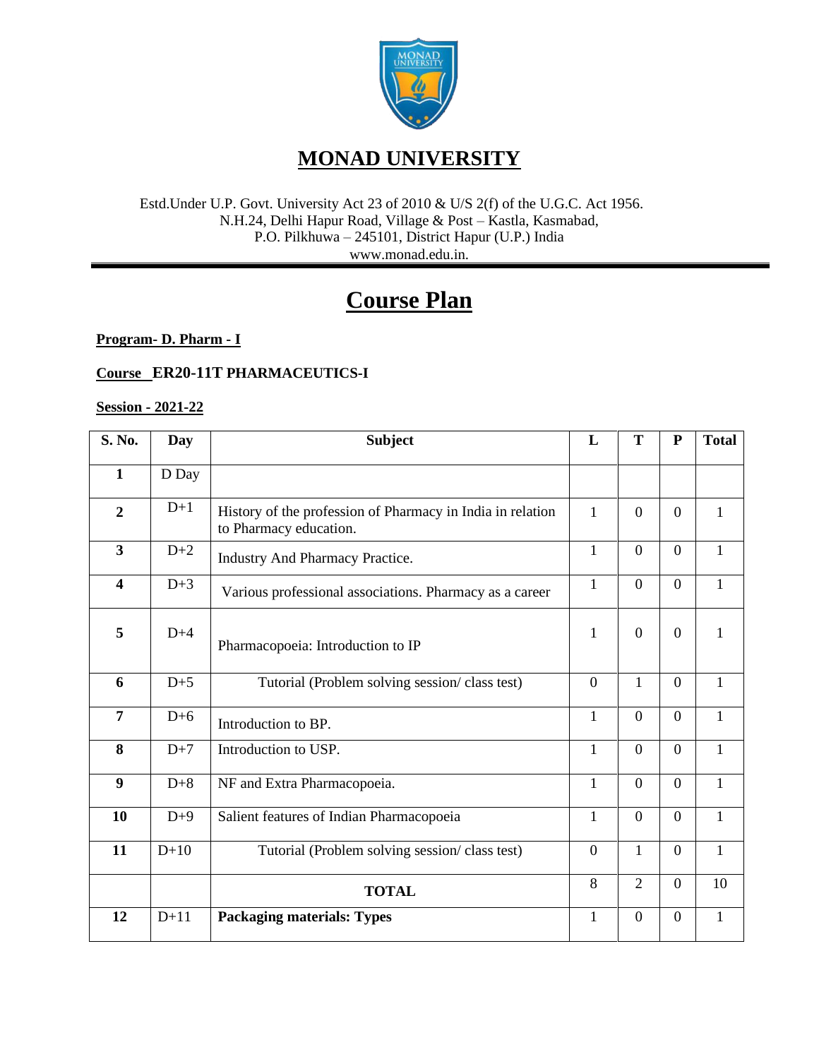# MONAD UNIVERSITY

Estd.Under U.P. Govt. University Act 23 of 2010 & U/S 2(f) of the U.G.C. Act 1956.
N.H.24, Delhi Hapur Road, Village & Post – Kastla, Kasmabad,
P.O. Pilkhuwa – 245101, District Hapur (U.P.) India
www.monad.edu.in.

# Course Plan

**Program- D. Pharm - I**

**Course ER20-11T PHARMACEUTICS-I**

**Session - 2021-22**

| S. No. | Day | Subject | L | T | P | Total |
|---|---|---|---|---|---|---|
| **1** | D Day | | | | | |
| **2** | D+1 | History of the profession of Pharmacy in India in relation to Pharmacy education. | 1 | 0 | 0 | 1 |
| **3** | D+2 | Industry And Pharmacy Practice. | 1 | 0 | 0 | 1 |
| **4** | D+3 | Various professional associations. Pharmacy as a career | 1 | 0 | 0 | 1 |
| **5** | D+4 | Pharmacopoeia: Introduction to IP | 1 | 0 | 0 | 1 |
| **6** | D+5 | Tutorial (Problem solving session/ class test) | 0 | 1 | 0 | 1 |
| **7** | D+6 | Introduction to BP. | 1 | 0 | 0 | 1 |
| **8** | D+7 | Introduction to USP. | 1 | 0 | 0 | 1 |
| **9** | D+8 | NF and Extra Pharmacopoeia. | 1 | 0 | 0 | 1 |
| **10** | D+9 | Salient features of Indian Pharmacopoeia | 1 | 0 | 0 | 1 |
| **11** | D+10 | Tutorial (Problem solving session/ class test) | 0 | 1 | 0 | 1 |
| | | **TOTAL** | 8 | 2 | 0 | 10 |
| **12** | D+11 | **Packaging materials: Types** | 1 | 0 | 0 | 1 |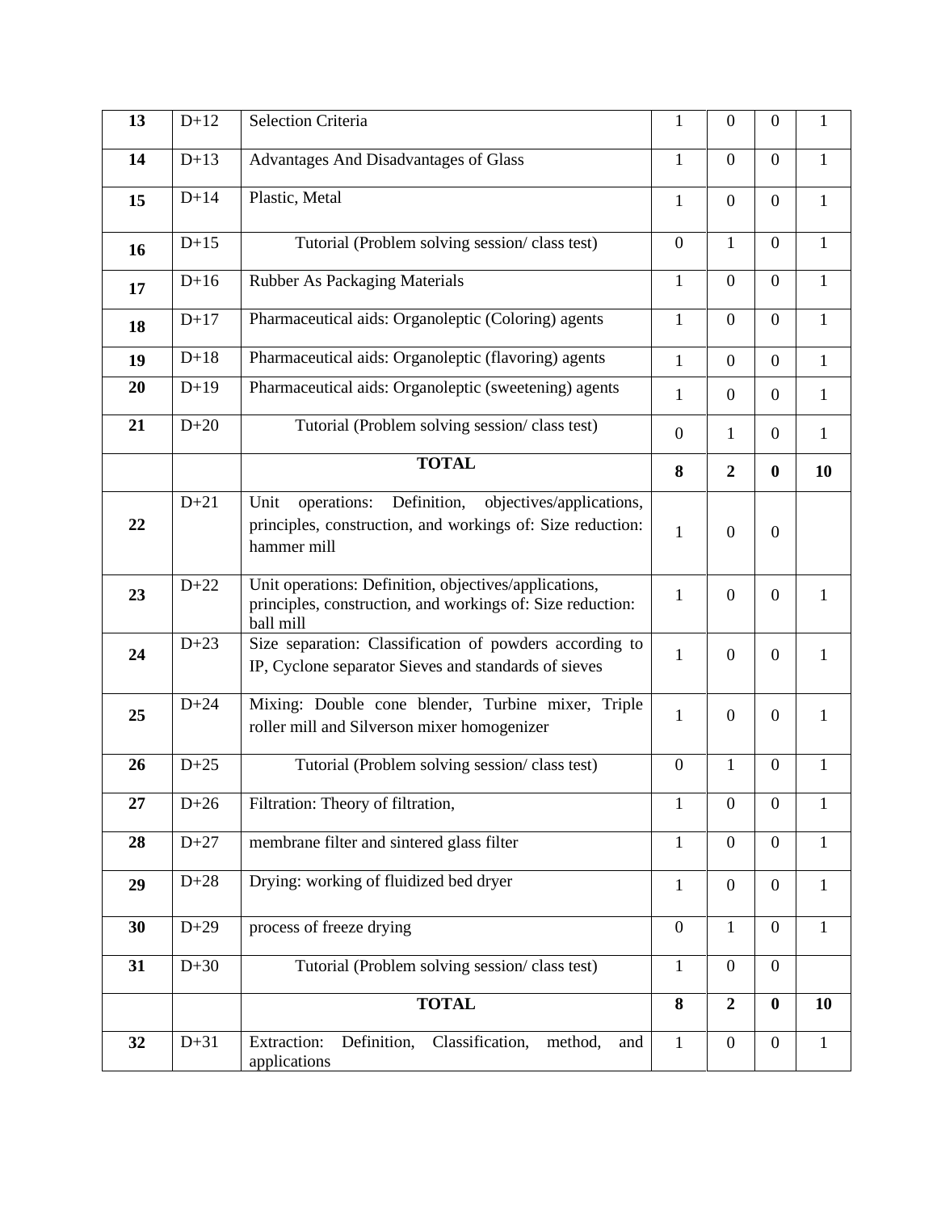| 13 | D+12 | Selection Criteria | 1 | 0 | 0 | 1 |
|---|---|---|---|---|---|---|
| 14 | D+13 | Advantages And Disadvantages of Glass | 1 | 0 | 0 | 1 |
| 15 | D+14 | Plastic, Metal | 1 | 0 | 0 | 1 |
| 16 | D+15 | Tutorial (Problem solving session/ class test) | 0 | 1 | 0 | 1 |
| 17 | D+16 | Rubber As Packaging Materials | 1 | 0 | 0 | 1 |
| 18 | D+17 | Pharmaceutical aids: Organoleptic (Coloring) agents | 1 | 0 | 0 | 1 |
| 19 | D+18 | Pharmaceutical aids: Organoleptic (flavoring) agents | 1 | 0 | 0 | 1 |
| 20 | D+19 | Pharmaceutical aids: Organoleptic (sweetening) agents | 1 | 0 | 0 | 1 |
| 21 | D+20 | Tutorial (Problem solving session/ class test) | 0 | 1 | 0 | 1 |
| | | **TOTAL** | **8** | **2** | **0** | **10** |
| 22 | D+21 | Unit operations: Definition, objectives/applications, principles, construction, and workings of: Size reduction: hammer mill | 1 | 0 | 0 | |
| 23 | D+22 | Unit operations: Definition, objectives/applications, principles, construction, and workings of: Size reduction: ball mill | 1 | 0 | 0 | 1 |
| 24 | D+23 | Size separation: Classification of powders according to IP, Cyclone separator Sieves and standards of sieves | 1 | 0 | 0 | 1 |
| 25 | D+24 | Mixing: Double cone blender, Turbine mixer, Triple roller mill and Silverson mixer homogenizer | 1 | 0 | 0 | 1 |
| 26 | D+25 | Tutorial (Problem solving session/ class test) | 0 | 1 | 0 | 1 |
| 27 | D+26 | Filtration: Theory of filtration, | 1 | 0 | 0 | 1 |
| 28 | D+27 | membrane filter and sintered glass filter | 1 | 0 | 0 | 1 |
| 29 | D+28 | Drying: working of fluidized bed dryer | 1 | 0 | 0 | 1 |
| 30 | D+29 | process of freeze drying | 0 | 1 | 0 | 1 |
| 31 | D+30 | Tutorial (Problem solving session/ class test) | 1 | 0 | 0 | |
| | | **TOTAL** | **8** | **2** | **0** | **10** |
| 32 | D+31 | Extraction: Definition, Classification, method, and applications | 1 | 0 | 0 | 1 |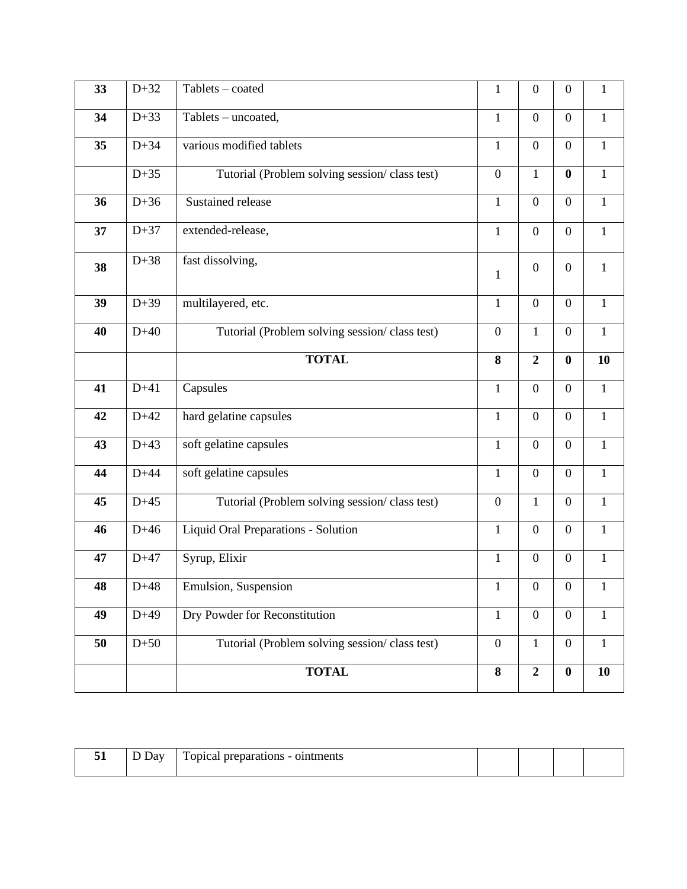| 33 | D+32 | Tablets – coated | 1 | 0 | 0 | 1 |
|---|---|---|---|---|---|---|
| 34 | D+33 | Tablets – uncoated, | 1 | 0 | 0 | 1 |
| 35 | D+34 | various modified tablets | 1 | 0 | 0 | 1 |
| | D+35 | Tutorial (Problem solving session/ class test) | 0 | 1 | **0** | 1 |
| 36 | D+36 | Sustained release | 1 | 0 | 0 | 1 |
| 37 | D+37 | extended-release, | 1 | 0 | 0 | 1 |
| 38 | D+38 | fast dissolving, | 1 | 0 | 0 | 1 |
| 39 | D+39 | multilayered, etc. | 1 | 0 | 0 | 1 |
| 40 | D+40 | Tutorial (Problem solving session/ class test) | 0 | 1 | 0 | 1 |
| | | **TOTAL** | **8** | **2** | **0** | **10** |
| 41 | D+41 | Capsules | 1 | 0 | 0 | 1 |
| 42 | D+42 | hard gelatine capsules | 1 | 0 | 0 | 1 |
| 43 | D+43 | soft gelatine capsules | 1 | 0 | 0 | 1 |
| 44 | D+44 | soft gelatine capsules | 1 | 0 | 0 | 1 |
| 45 | D+45 | Tutorial (Problem solving session/ class test) | 0 | 1 | 0 | 1 |
| 46 | D+46 | Liquid Oral Preparations - Solution | 1 | 0 | 0 | 1 |
| 47 | D+47 | Syrup, Elixir | 1 | 0 | 0 | 1 |
| 48 | D+48 | Emulsion, Suspension | 1 | 0 | 0 | 1 |
| 49 | D+49 | Dry Powder for Reconstitution | 1 | 0 | 0 | 1 |
| 50 | D+50 | Tutorial (Problem solving session/ class test) | 0 | 1 | 0 | 1 |
| | | **TOTAL** | **8** | **2** | **0** | **10** |

| 51 | D Day | Topical preparations - ointments | | | | |
|---|---|---|---|---|---|---|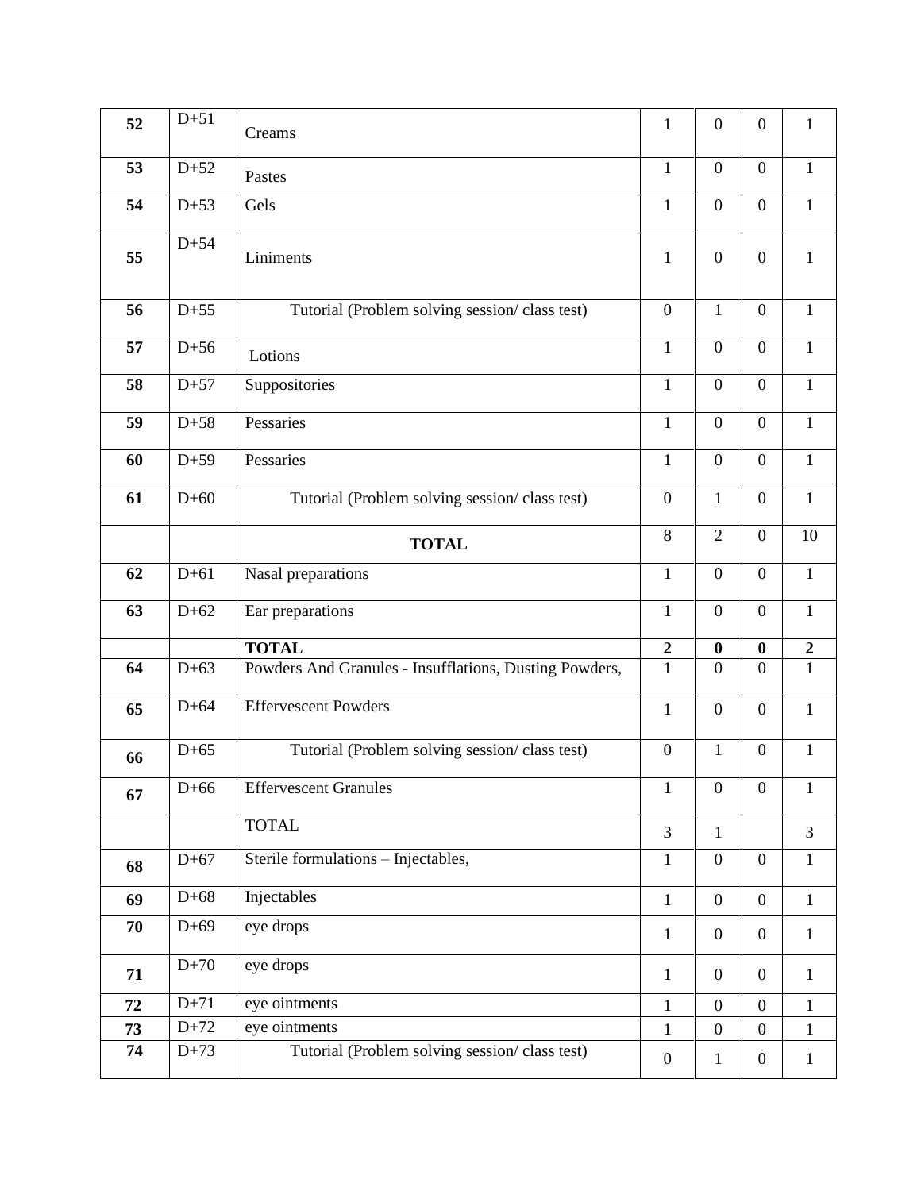| | | | | | | |
|---|---|---|---|---|---|---|
| **52** | D+51 | Creams | 1 | 0 | 0 | 1 |
| **53** | D+52 | Pastes | 1 | 0 | 0 | 1 |
| **54** | D+53 | Gels | 1 | 0 | 0 | 1 |
| **55** | D+54 | Liniments | 1 | 0 | 0 | 1 |
| **56** | D+55 | Tutorial (Problem solving session/ class test) | 0 | 1 | 0 | 1 |
| **57** | D+56 | Lotions | 1 | 0 | 0 | 1 |
| **58** | D+57 | Suppositories | 1 | 0 | 0 | 1 |
| **59** | D+58 | Pessaries | 1 | 0 | 0 | 1 |
| **60** | D+59 | Pessaries | 1 | 0 | 0 | 1 |
| **61** | D+60 | Tutorial (Problem solving session/ class test) | 0 | 1 | 0 | 1 |
| | | **TOTAL** | 8 | 2 | 0 | 10 |
| **62** | D+61 | Nasal preparations | 1 | 0 | 0 | 1 |
| **63** | D+62 | Ear preparations | 1 | 0 | 0 | 1 |
| | | **TOTAL** | **2** | **0** | **0** | **2** |
| **64** | D+63 | Powders And Granules - Insufflations, Dusting Powders, | 1 | 0 | 0 | 1 |
| **65** | D+64 | Effervescent Powders | 1 | 0 | 0 | 1 |
| **66** | D+65 | Tutorial (Problem solving session/ class test) | 0 | 1 | 0 | 1 |
| **67** | D+66 | Effervescent Granules | 1 | 0 | 0 | 1 |
| | | TOTAL | 3 | 1 | | 3 |
| **68** | D+67 | Sterile formulations – Injectables, | 1 | 0 | 0 | 1 |
| **69** | D+68 | Injectables | 1 | 0 | 0 | 1 |
| **70** | D+69 | eye drops | 1 | 0 | 0 | 1 |
| **71** | D+70 | eye drops | 1 | 0 | 0 | 1 |
| **72** | D+71 | eye ointments | 1 | 0 | 0 | 1 |
| **73** | D+72 | eye ointments | 1 | 0 | 0 | 1 |
| **74** | D+73 | Tutorial (Problem solving session/ class test) | 0 | 1 | 0 | 1 |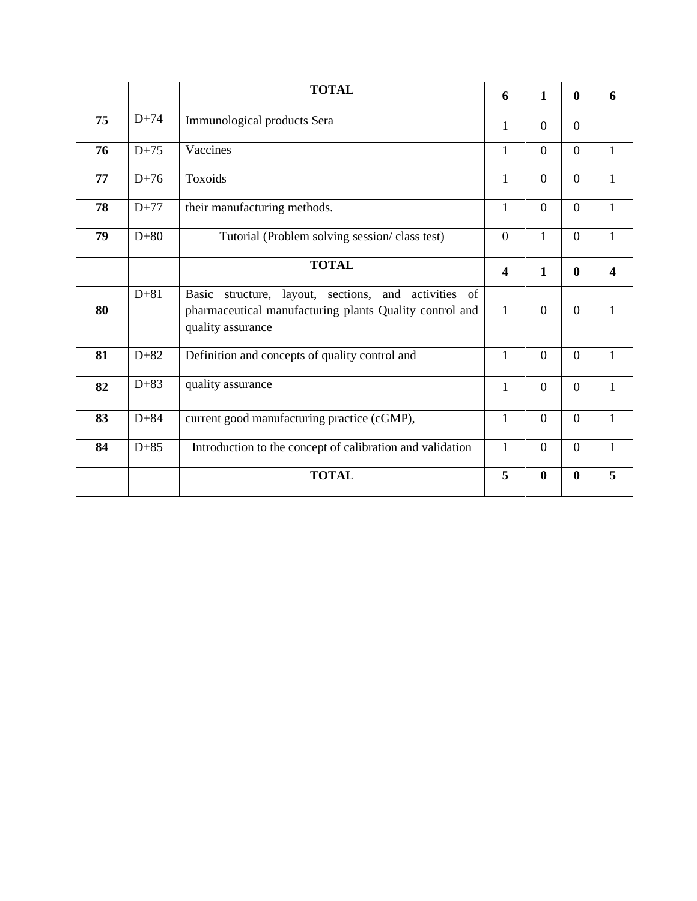| | | **TOTAL** | **6** | **1** | **0** | **6** |
|---|---|---|---|---|---|---|
| **75** | D+74 | Immunological products Sera | 1 | 0 | 0 | |
| **76** | D+75 | Vaccines | 1 | 0 | 0 | 1 |
| **77** | D+76 | Toxoids | 1 | 0 | 0 | 1 |
| **78** | D+77 | their manufacturing methods. | 1 | 0 | 0 | 1 |
| **79** | D+80 | Tutorial (Problem solving session/ class test) | 0 | 1 | 0 | 1 |
| | | **TOTAL** | **4** | **1** | **0** | **4** |
| **80** | D+81 | Basic structure, layout, sections, and activities of pharmaceutical manufacturing plants Quality control and quality assurance | 1 | 0 | 0 | 1 |
| **81** | D+82 | Definition and concepts of quality control and | 1 | 0 | 0 | 1 |
| **82** | D+83 | quality assurance | 1 | 0 | 0 | 1 |
| **83** | D+84 | current good manufacturing practice (cGMP), | 1 | 0 | 0 | 1 |
| **84** | D+85 | Introduction to the concept of calibration and validation | 1 | 0 | 0 | 1 |
| | | **TOTAL** | **5** | **0** | **0** | **5** |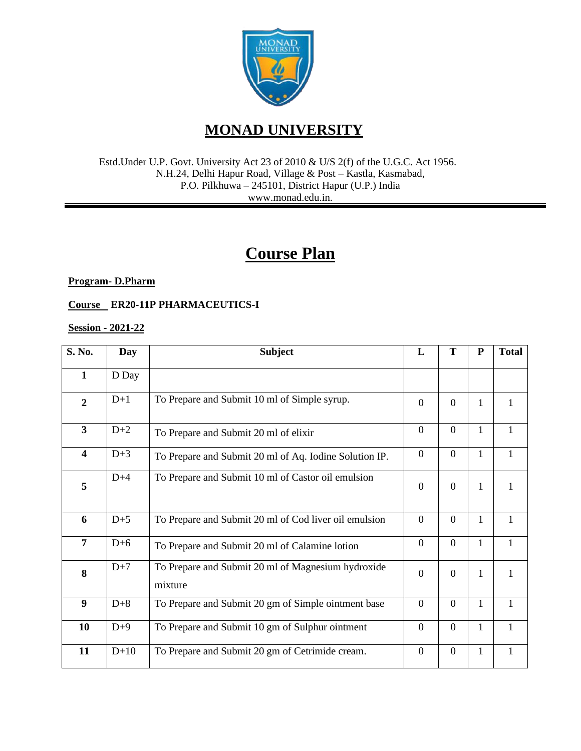# MONAD UNIVERSITY

Estd.Under U.P. Govt. University Act 23 of 2010 & U/S 2(f) of the U.G.C. Act 1956.
N.H.24, Delhi Hapur Road, Village & Post – Kastla, Kasmabad,
P.O. Pilkhuwa – 245101, District Hapur (U.P.) India
www.monad.edu.in.

## Course Plan

**Program- D.Pharm**

**Course ER20-11P PHARMACEUTICS-I**

**Session - 2021-22**

| S. No. | Day | Subject | L | T | P | Total |
|---|---|---|---|---|---|---|
| **1** | D Day | | | | | |
| **2** | D+1 | To Prepare and Submit 10 ml of Simple syrup. | 0 | 0 | 1 | 1 |
| **3** | D+2 | To Prepare and Submit 20 ml of elixir | 0 | 0 | 1 | 1 |
| **4** | D+3 | To Prepare and Submit 20 ml of Aq. Iodine Solution IP. | 0 | 0 | 1 | 1 |
| **5** | D+4 | To Prepare and Submit 10 ml of Castor oil emulsion | 0 | 0 | 1 | 1 |
| **6** | D+5 | To Prepare and Submit 20 ml of Cod liver oil emulsion | 0 | 0 | 1 | 1 |
| **7** | D+6 | To Prepare and Submit 20 ml of Calamine lotion | 0 | 0 | 1 | 1 |
| **8** | D+7 | To Prepare and Submit 20 ml of Magnesium hydroxide mixture | 0 | 0 | 1 | 1 |
| **9** | D+8 | To Prepare and Submit 20 gm of Simple ointment base | 0 | 0 | 1 | 1 |
| **10** | D+9 | To Prepare and Submit 10 gm of Sulphur ointment | 0 | 0 | 1 | 1 |
| **11** | D+10 | To Prepare and Submit 20 gm of Cetrimide cream. | 0 | 0 | 1 | 1 |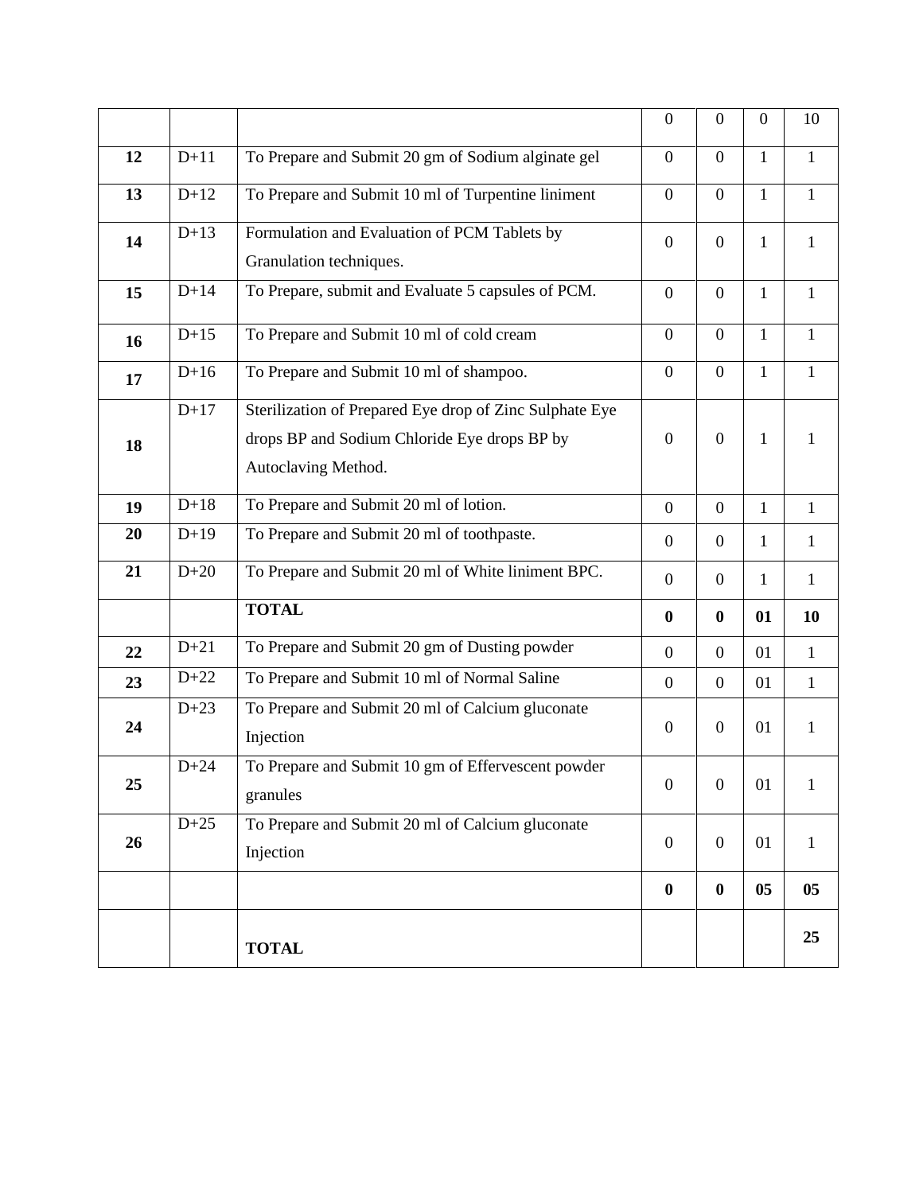| | | | | | | |
|---|---|---|---|---|---|---|
| | | | 0 | 0 | 0 | 10 |
| **12** | D+11 | To Prepare and Submit 20 gm of Sodium alginate gel | 0 | 0 | 1 | 1 |
| **13** | D+12 | To Prepare and Submit 10 ml of Turpentine liniment | 0 | 0 | 1 | 1 |
| **14** | D+13 | Formulation and Evaluation of PCM Tablets by Granulation techniques. | 0 | 0 | 1 | 1 |
| **15** | D+14 | To Prepare, submit and Evaluate 5 capsules of PCM. | 0 | 0 | 1 | 1 |
| **16** | D+15 | To Prepare and Submit 10 ml of cold cream | 0 | 0 | 1 | 1 |
| **17** | D+16 | To Prepare and Submit 10 ml of shampoo. | 0 | 0 | 1 | 1 |
| **18** | D+17 | Sterilization of Prepared Eye drop of Zinc Sulphate Eye drops BP and Sodium Chloride Eye drops BP by Autoclaving Method. | 0 | 0 | 1 | 1 |
| **19** | D+18 | To Prepare and Submit 20 ml of lotion. | 0 | 0 | 1 | 1 |
| **20** | D+19 | To Prepare and Submit 20 ml of toothpaste. | 0 | 0 | 1 | 1 |
| **21** | D+20 | To Prepare and Submit 20 ml of White liniment BPC. | 0 | 0 | 1 | 1 |
| | | **TOTAL** | **0** | **0** | **01** | **10** |
| **22** | D+21 | To Prepare and Submit 20 gm of Dusting powder | 0 | 0 | 01 | 1 |
| **23** | D+22 | To Prepare and Submit 10 ml of Normal Saline | 0 | 0 | 01 | 1 |
| **24** | D+23 | To Prepare and Submit 20 ml of Calcium gluconate Injection | 0 | 0 | 01 | 1 |
| **25** | D+24 | To Prepare and Submit 10 gm of Effervescent powder granules | 0 | 0 | 01 | 1 |
| **26** | D+25 | To Prepare and Submit 20 ml of Calcium gluconate Injection | 0 | 0 | 01 | 1 |
| | | | **0** | **0** | **05** | **05** |
| | | **TOTAL** | | | | **25** |